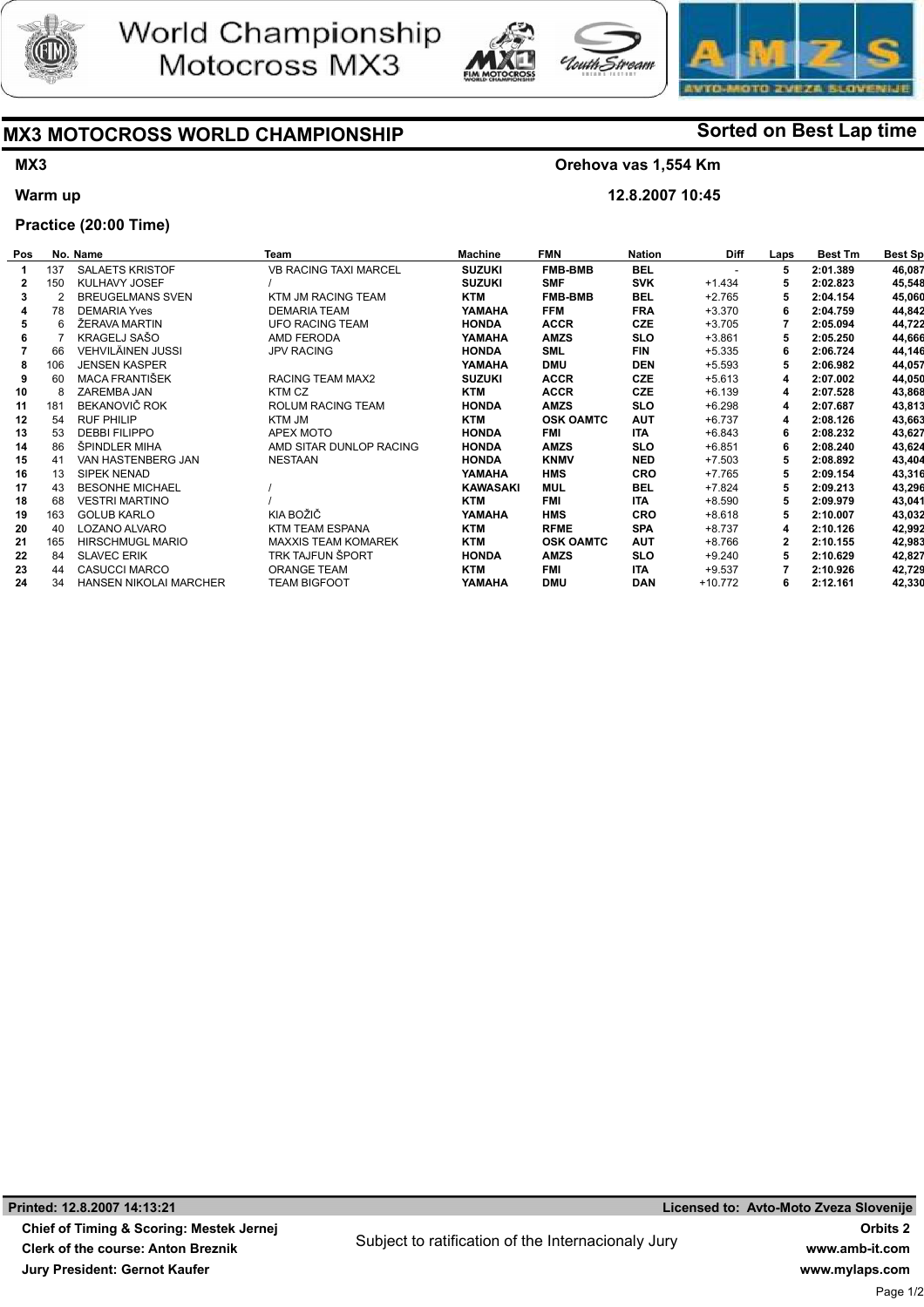World Championship Motocross MX3

# MX3 MOTOCROSS WORLD CHAMPIONSHIP

**Sorted on Best Lap time**

**MX3** — **Orehova vas 1,554 Km**

**Warm up** — **12.8.2007 10:45**

**Practice (20:00 Time)**

| Pos | No. | Name | Team | Machine | FMN | Nation | Diff | Laps | Best Tm | Best Sp |
|---|---|---|---|---|---|---|---|---|---|---|
| 1 | 137 | SALAETS KRISTOF | VB RACING TAXI MARCEL | SUZUKI | FMB-BMB | BEL | - | 5 | 2:01.389 | 46,087 |
| 2 | 150 | KULHAVY JOSEF | / | SUZUKI | SMF | SVK | +1.434 | 5 | 2:02.823 | 45,548 |
| 3 | 2 | BREUGELMANS SVEN | KTM JM RACING TEAM | KTM | FMB-BMB | BEL | +2.765 | 5 | 2:04.154 | 45,060 |
| 4 | 78 | DEMARIA Yves | DEMARIA TEAM | YAMAHA | FFM | FRA | +3.370 | 6 | 2:04.759 | 44,842 |
| 5 | 6 | ŽERAVA MARTIN | UFO RACING TEAM | HONDA | ACCR | CZE | +3.705 | 7 | 2:05.094 | 44,722 |
| 6 | 7 | KRAGELJ SAŠO | AMD FERODA | YAMAHA | AMZS | SLO | +3.861 | 5 | 2:05.250 | 44,666 |
| 7 | 66 | VEHVILÄINEN JUSSI | JPV RACING | HONDA | SML | FIN | +5.335 | 6 | 2:06.724 | 44,146 |
| 8 | 106 | JENSEN KASPER | | YAMAHA | DMU | DEN | +5.593 | 5 | 2:06.982 | 44,057 |
| 9 | 60 | MACA FRANTIŠEK | RACING TEAM MAX2 | SUZUKI | ACCR | CZE | +5.613 | 4 | 2:07.002 | 44,050 |
| 10 | 8 | ZAREMBA JAN | KTM CZ | KTM | ACCR | CZE | +6.139 | 4 | 2:07.528 | 43,868 |
| 11 | 181 | BEKANOVIČ ROK | ROLUM RACING TEAM | HONDA | AMZS | SLO | +6.298 | 4 | 2:07.687 | 43,813 |
| 12 | 54 | RUF PHILIP | KTM JM | KTM | OSK OAMTC | AUT | +6.737 | 4 | 2:08.126 | 43,663 |
| 13 | 53 | DEBBI FILIPPO | APEX MOTO | HONDA | FMI | ITA | +6.843 | 6 | 2:08.232 | 43,627 |
| 14 | 86 | ŠPINDLER MIHA | AMD SITAR DUNLOP RACING | HONDA | AMZS | SLO | +6.851 | 6 | 2:08.240 | 43,624 |
| 15 | 41 | VAN HASTENBERG JAN | NESTAAN | HONDA | KNMV | NED | +7.503 | 5 | 2:08.892 | 43,404 |
| 16 | 13 | SIPEK NENAD | | YAMAHA | HMS | CRO | +7.765 | 5 | 2:09.154 | 43,316 |
| 17 | 43 | BESONHE MICHAEL | / | KAWASAKI | MUL | BEL | +7.824 | 5 | 2:09.213 | 43,296 |
| 18 | 68 | VESTRI MARTINO | / | KTM | FMI | ITA | +8.590 | 5 | 2:09.979 | 43,041 |
| 19 | 163 | GOLUB KARLO | KIA BOŽIČ | YAMAHA | HMS | CRO | +8.618 | 5 | 2:10.007 | 43,032 |
| 20 | 40 | LOZANO ALVARO | KTM TEAM ESPANA | KTM | RFME | SPA | +8.737 | 4 | 2:10.126 | 42,992 |
| 21 | 165 | HIRSCHMUGL MARIO | MAXXIS TEAM KOMAREK | KTM | OSK OAMTC | AUT | +8.766 | 2 | 2:10.155 | 42,983 |
| 22 | 84 | SLAVEC ERIK | TRK TAJFUN ŠPORT | HONDA | AMZS | SLO | +9.240 | 5 | 2:10.629 | 42,827 |
| 23 | 44 | CASUCCI MARCO | ORANGE TEAM | KTM | FMI | ITA | +9.537 | 7 | 2:10.926 | 42,729 |
| 24 | 34 | HANSEN NIKOLAI MARCHER | TEAM BIGFOOT | YAMAHA | DMU | DAN | +10.772 | 6 | 2:12.161 | 42,330 |

**Printed: 12.8.2007 14:13:21** — **Licensed to: Avto-Moto Zveza Slovenije**

**Chief of Timing & Scoring: Mestek Jernej**
**Clerk of the course: Anton Breznik**
**Jury President: Gernot Kaufer**

Subject to ratification of the Internacionaly Jury

**Orbits 2**
**www.amb-it.com**
**www.mylaps.com**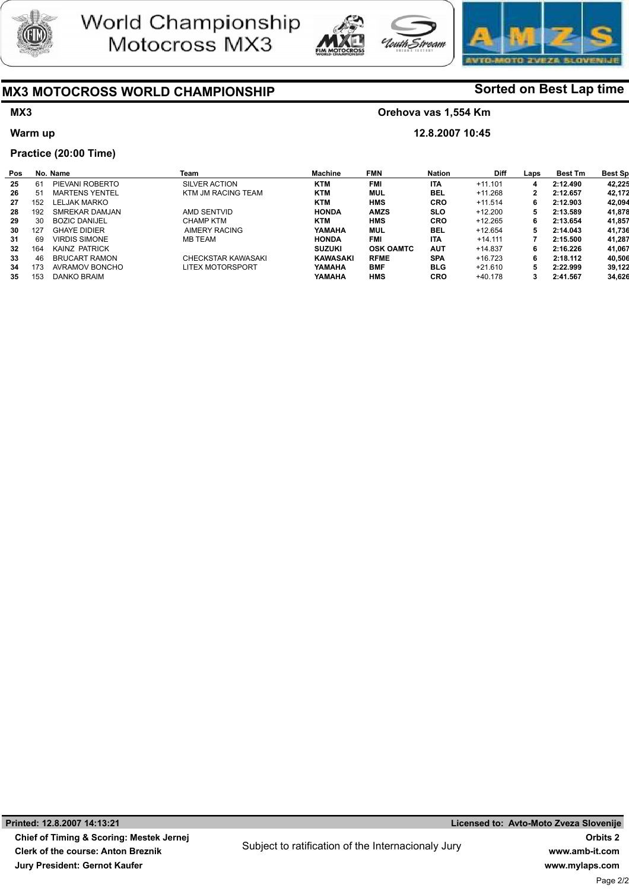# World Championship Motocross MX3

## MX3 MOTOCROSS WORLD CHAMPIONSHIP

**Sorted on Best Lap time**

**MX3** — **Orehova vas 1,554 Km**

**Warm up** — **12.8.2007 10:45**

**Practice (20:00 Time)**

| Pos | No. | Name | Team | Machine | FMN | Nation | Diff | Laps | Best Tm | Best Sp |
|---|---|---|---|---|---|---|---|---|---|---|
| 25 | 61 | PIEVANI ROBERTO | SILVER ACTION | KTM | FMI | ITA | +11.101 | 4 | 2:12.490 | 42,225 |
| 26 | 51 | MARTENS YENTEL | KTM JM RACING TEAM | KTM | MUL | BEL | +11.268 | 2 | 2:12.657 | 42,172 |
| 27 | 152 | LELJAK MARKO | | KTM | HMS | CRO | +11.514 | 6 | 2:12.903 | 42,094 |
| 28 | 192 | SMREKAR DAMJAN | AMD SENTVID | HONDA | AMZS | SLO | +12.200 | 5 | 2:13.589 | 41,878 |
| 29 | 30 | BOZIC DANIJEL | CHAMP KTM | KTM | HMS | CRO | +12.265 | 6 | 2:13.654 | 41,857 |
| 30 | 127 | GHAYE DIDIER | AIMERY RACING | YAMAHA | MUL | BEL | +12.654 | 5 | 2:14.043 | 41,736 |
| 31 | 69 | VIRDIS SIMONE | MB TEAM | HONDA | FMI | ITA | +14.111 | 7 | 2:15.500 | 41,287 |
| 32 | 164 | KAINZ PATRICK | | SUZUKI | OSK OAMTC | AUT | +14.837 | 6 | 2:16.226 | 41,067 |
| 33 | 46 | BRUCART RAMON | CHECKSTAR KAWASAKI | KAWASAKI | RFME | SPA | +16.723 | 6 | 2:18.112 | 40,506 |
| 34 | 173 | AVRAMOV BONCHO | LITEX MOTORSPORT | YAMAHA | BMF | BLG | +21.610 | 5 | 2:22.999 | 39,122 |
| 35 | 153 | DANKO BRAIM | | YAMAHA | HMS | CRO | +40.178 | 3 | 2:41.567 | 34,626 |

**Printed: 12.8.2007 14:13:21** — **Licensed to: Avto-Moto Zveza Slovenije**

**Chief of Timing & Scoring: Mestek Jernej**
**Clerk of the course: Anton Breznik**
**Jury President: Gernot Kaufer**

Subject to ratification of the Internacionaly Jury

**Orbits 2**
**www.amb-it.com**
**www.mylaps.com**